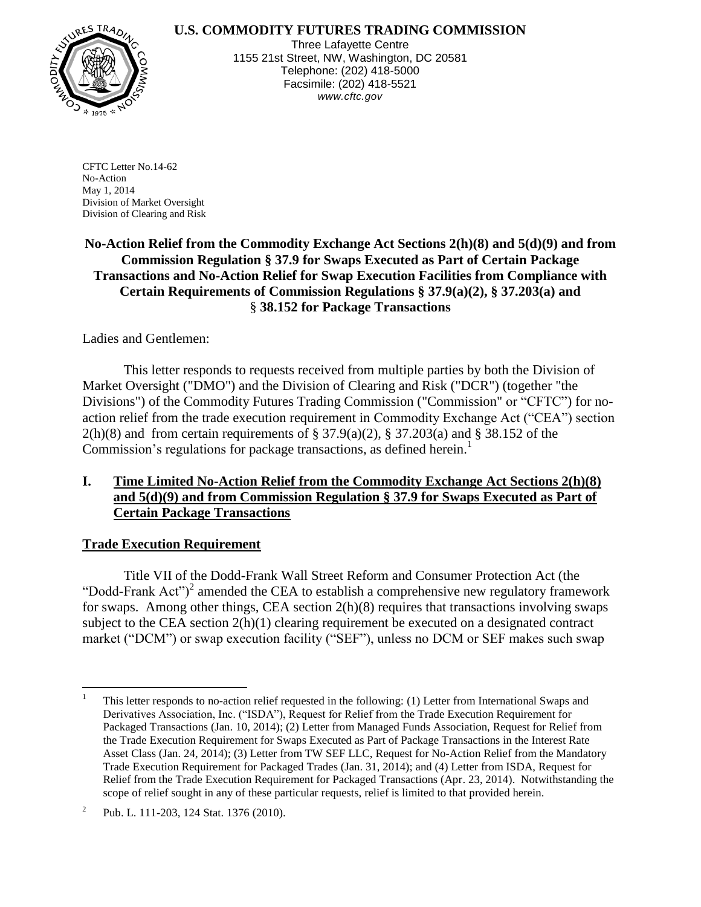**U.S. COMMODITY FUTURES TRADING COMMISSION**

Three Lafayette Centre
1155 21st Street, NW, Washington, DC 20581
Telephone: (202) 418-5000
Facsimile: (202) 418-5521
*www.cftc.gov*

CFTC Letter No.14-62
No-Action
May 1, 2014
Division of Market Oversight
Division of Clearing and Risk

**No-Action Relief from the Commodity Exchange Act Sections 2(h)(8) and 5(d)(9) and from Commission Regulation § 37.9 for Swaps Executed as Part of Certain Package Transactions and No-Action Relief for Swap Execution Facilities from Compliance with Certain Requirements of Commission Regulations § 37.9(a)(2), § 37.203(a) and § 38.152 for Package Transactions**

Ladies and Gentlemen:

This letter responds to requests received from multiple parties by both the Division of Market Oversight ("DMO") and the Division of Clearing and Risk ("DCR") (together "the Divisions") of the Commodity Futures Trading Commission ("Commission" or "CFTC") for no-action relief from the trade execution requirement in Commodity Exchange Act ("CEA") section 2(h)(8) and from certain requirements of § 37.9(a)(2), § 37.203(a) and § 38.152 of the Commission's regulations for package transactions, as defined herein.[1]

## I. Time Limited No-Action Relief from the Commodity Exchange Act Sections 2(h)(8) and 5(d)(9) and from Commission Regulation § 37.9 for Swaps Executed as Part of Certain Package Transactions

### Trade Execution Requirement

Title VII of the Dodd-Frank Wall Street Reform and Consumer Protection Act (the "Dodd-Frank Act")[2] amended the CEA to establish a comprehensive new regulatory framework for swaps. Among other things, CEA section 2(h)(8) requires that transactions involving swaps subject to the CEA section 2(h)(1) clearing requirement be executed on a designated contract market ("DCM") or swap execution facility ("SEF"), unless no DCM or SEF makes such swap

[1] This letter responds to no-action relief requested in the following: (1) Letter from International Swaps and Derivatives Association, Inc. ("ISDA"), Request for Relief from the Trade Execution Requirement for Packaged Transactions (Jan. 10, 2014); (2) Letter from Managed Funds Association, Request for Relief from the Trade Execution Requirement for Swaps Executed as Part of Package Transactions in the Interest Rate Asset Class (Jan. 24, 2014); (3) Letter from TW SEF LLC, Request for No-Action Relief from the Mandatory Trade Execution Requirement for Packaged Trades (Jan. 31, 2014); and (4) Letter from ISDA, Request for Relief from the Trade Execution Requirement for Packaged Transactions (Apr. 23, 2014). Notwithstanding the scope of relief sought in any of these particular requests, relief is limited to that provided herein.

[2] Pub. L. 111-203, 124 Stat. 1376 (2010).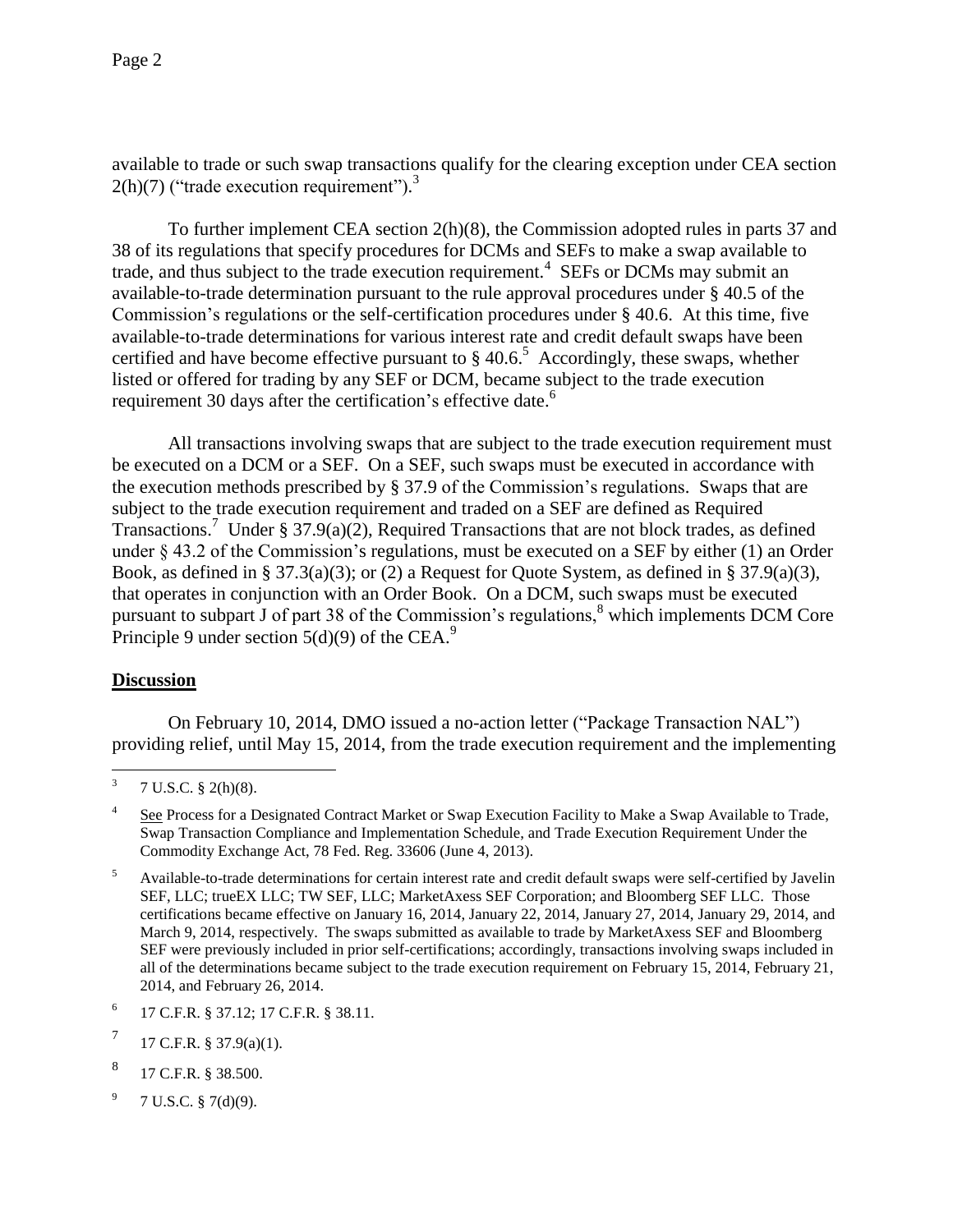available to trade or such swap transactions qualify for the clearing exception under CEA section 2(h)(7) ("trade execution requirement").[3]

To further implement CEA section 2(h)(8), the Commission adopted rules in parts 37 and 38 of its regulations that specify procedures for DCMs and SEFs to make a swap available to trade, and thus subject to the trade execution requirement.[4] SEFs or DCMs may submit an available-to-trade determination pursuant to the rule approval procedures under § 40.5 of the Commission's regulations or the self-certification procedures under § 40.6. At this time, five available-to-trade determinations for various interest rate and credit default swaps have been certified and have become effective pursuant to § 40.6.[5] Accordingly, these swaps, whether listed or offered for trading by any SEF or DCM, became subject to the trade execution requirement 30 days after the certification's effective date.[6]

All transactions involving swaps that are subject to the trade execution requirement must be executed on a DCM or a SEF. On a SEF, such swaps must be executed in accordance with the execution methods prescribed by § 37.9 of the Commission's regulations. Swaps that are subject to the trade execution requirement and traded on a SEF are defined as Required Transactions.[7] Under § 37.9(a)(2), Required Transactions that are not block trades, as defined under § 43.2 of the Commission's regulations, must be executed on a SEF by either (1) an Order Book, as defined in § 37.3(a)(3); or (2) a Request for Quote System, as defined in § 37.9(a)(3), that operates in conjunction with an Order Book. On a DCM, such swaps must be executed pursuant to subpart J of part 38 of the Commission's regulations,[8] which implements DCM Core Principle 9 under section 5(d)(9) of the CEA.[9]

## Discussion

On February 10, 2014, DMO issued a no-action letter ("Package Transaction NAL") providing relief, until May 15, 2014, from the trade execution requirement and the implementing

---

[3] 7 U.S.C. § 2(h)(8).

[4] See Process for a Designated Contract Market or Swap Execution Facility to Make a Swap Available to Trade, Swap Transaction Compliance and Implementation Schedule, and Trade Execution Requirement Under the Commodity Exchange Act, 78 Fed. Reg. 33606 (June 4, 2013).

[5] Available-to-trade determinations for certain interest rate and credit default swaps were self-certified by Javelin SEF, LLC; trueEX LLC; TW SEF, LLC; MarketAxess SEF Corporation; and Bloomberg SEF LLC. Those certifications became effective on January 16, 2014, January 22, 2014, January 27, 2014, January 29, 2014, and March 9, 2014, respectively. The swaps submitted as available to trade by MarketAxess SEF and Bloomberg SEF were previously included in prior self-certifications; accordingly, transactions involving swaps included in all of the determinations became subject to the trade execution requirement on February 15, 2014, February 21, 2014, and February 26, 2014.

[6] 17 C.F.R. § 37.12; 17 C.F.R. § 38.11.

[7] 17 C.F.R. § 37.9(a)(1).

[8] 17 C.F.R. § 38.500.

[9] 7 U.S.C. § 7(d)(9).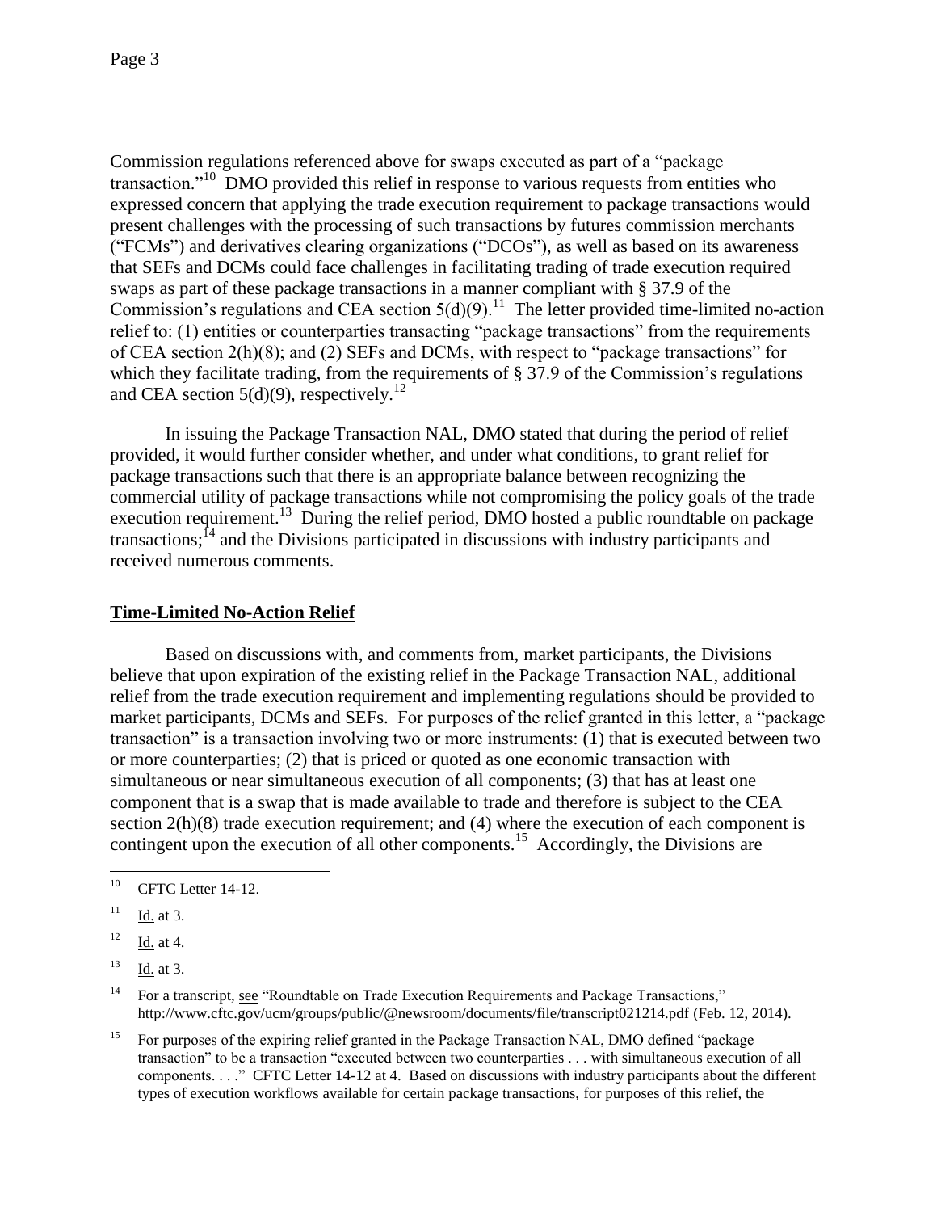Commission regulations referenced above for swaps executed as part of a "package transaction."[10] DMO provided this relief in response to various requests from entities who expressed concern that applying the trade execution requirement to package transactions would present challenges with the processing of such transactions by futures commission merchants ("FCMs") and derivatives clearing organizations ("DCOs"), as well as based on its awareness that SEFs and DCMs could face challenges in facilitating trading of trade execution required swaps as part of these package transactions in a manner compliant with § 37.9 of the Commission's regulations and CEA section 5(d)(9).[11] The letter provided time-limited no-action relief to: (1) entities or counterparties transacting "package transactions" from the requirements of CEA section 2(h)(8); and (2) SEFs and DCMs, with respect to "package transactions" for which they facilitate trading, from the requirements of § 37.9 of the Commission's regulations and CEA section 5(d)(9), respectively.[12]

In issuing the Package Transaction NAL, DMO stated that during the period of relief provided, it would further consider whether, and under what conditions, to grant relief for package transactions such that there is an appropriate balance between recognizing the commercial utility of package transactions while not compromising the policy goals of the trade execution requirement.[13] During the relief period, DMO hosted a public roundtable on package transactions;[14] and the Divisions participated in discussions with industry participants and received numerous comments.

## Time-Limited No-Action Relief

Based on discussions with, and comments from, market participants, the Divisions believe that upon expiration of the existing relief in the Package Transaction NAL, additional relief from the trade execution requirement and implementing regulations should be provided to market participants, DCMs and SEFs. For purposes of the relief granted in this letter, a "package transaction" is a transaction involving two or more instruments: (1) that is executed between two or more counterparties; (2) that is priced or quoted as one economic transaction with simultaneous or near simultaneous execution of all components; (3) that has at least one component that is a swap that is made available to trade and therefore is subject to the CEA section 2(h)(8) trade execution requirement; and (4) where the execution of each component is contingent upon the execution of all other components.[15] Accordingly, the Divisions are

---

[10] CFTC Letter 14-12.

[11] Id. at 3.

[12] Id. at 4.

[13] Id. at 3.

[14] For a transcript, see "Roundtable on Trade Execution Requirements and Package Transactions," http://www.cftc.gov/ucm/groups/public/@newsroom/documents/file/transcript021214.pdf (Feb. 12, 2014).

[15] For purposes of the expiring relief granted in the Package Transaction NAL, DMO defined "package transaction" to be a transaction "executed between two counterparties . . . with simultaneous execution of all components. . . ." CFTC Letter 14-12 at 4. Based on discussions with industry participants about the different types of execution workflows available for certain package transactions, for purposes of this relief, the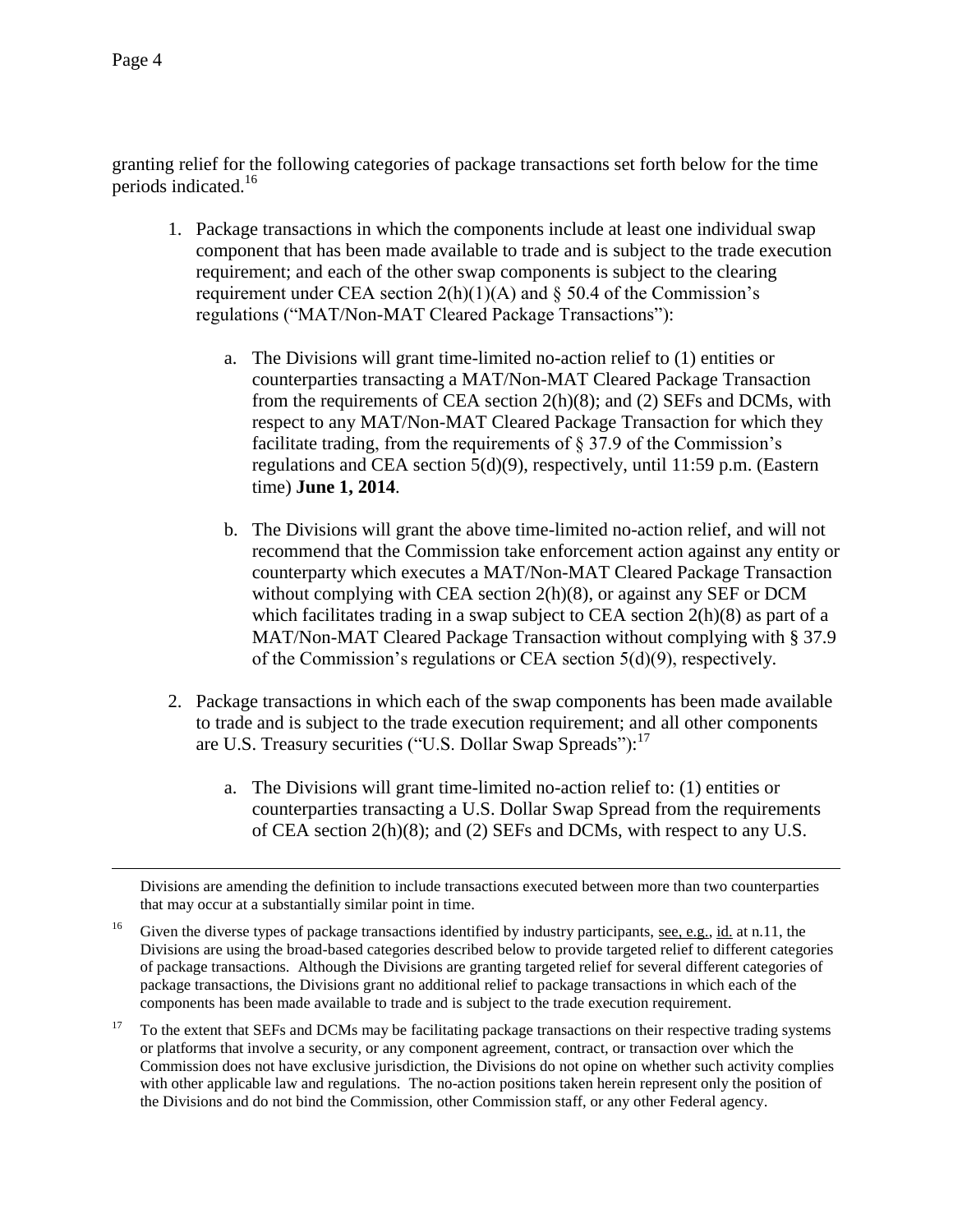granting relief for the following categories of package transactions set forth below for the time periods indicated.[16]

1. Package transactions in which the components include at least one individual swap component that has been made available to trade and is subject to the trade execution requirement; and each of the other swap components is subject to the clearing requirement under CEA section 2(h)(1)(A) and § 50.4 of the Commission's regulations ("MAT/Non-MAT Cleared Package Transactions"):

   a. The Divisions will grant time-limited no-action relief to (1) entities or counterparties transacting a MAT/Non-MAT Cleared Package Transaction from the requirements of CEA section 2(h)(8); and (2) SEFs and DCMs, with respect to any MAT/Non-MAT Cleared Package Transaction for which they facilitate trading, from the requirements of § 37.9 of the Commission's regulations and CEA section 5(d)(9), respectively, until 11:59 p.m. (Eastern time) **June 1, 2014**.

   b. The Divisions will grant the above time-limited no-action relief, and will not recommend that the Commission take enforcement action against any entity or counterparty which executes a MAT/Non-MAT Cleared Package Transaction without complying with CEA section 2(h)(8), or against any SEF or DCM which facilitates trading in a swap subject to CEA section 2(h)(8) as part of a MAT/Non-MAT Cleared Package Transaction without complying with § 37.9 of the Commission's regulations or CEA section 5(d)(9), respectively.

2. Package transactions in which each of the swap components has been made available to trade and is subject to the trade execution requirement; and all other components are U.S. Treasury securities ("U.S. Dollar Swap Spreads"):[17]

   a. The Divisions will grant time-limited no-action relief to: (1) entities or counterparties transacting a U.S. Dollar Swap Spread from the requirements of CEA section 2(h)(8); and (2) SEFs and DCMs, with respect to any U.S.

---

Divisions are amending the definition to include transactions executed between more than two counterparties that may occur at a substantially similar point in time.

[16] Given the diverse types of package transactions identified by industry participants, see, e.g., id. at n.11, the Divisions are using the broad-based categories described below to provide targeted relief to different categories of package transactions. Although the Divisions are granting targeted relief for several different categories of package transactions, the Divisions grant no additional relief to package transactions in which each of the components has been made available to trade and is subject to the trade execution requirement.

[17] To the extent that SEFs and DCMs may be facilitating package transactions on their respective trading systems or platforms that involve a security, or any component agreement, contract, or transaction over which the Commission does not have exclusive jurisdiction, the Divisions do not opine on whether such activity complies with other applicable law and regulations. The no-action positions taken herein represent only the position of the Divisions and do not bind the Commission, other Commission staff, or any other Federal agency.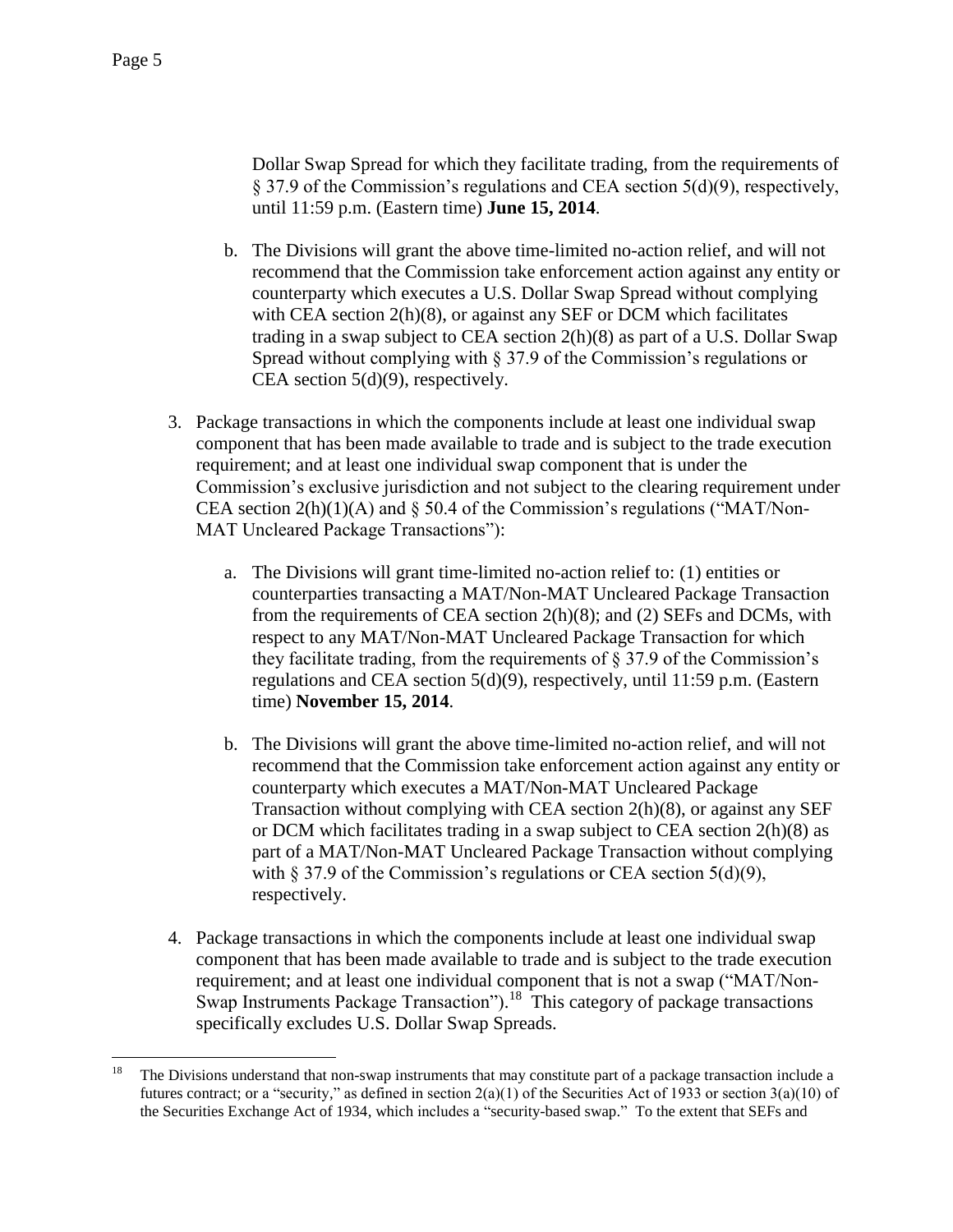Dollar Swap Spread for which they facilitate trading, from the requirements of § 37.9 of the Commission's regulations and CEA section 5(d)(9), respectively, until 11:59 p.m. (Eastern time) **June 15, 2014**.

   b. The Divisions will grant the above time-limited no-action relief, and will not recommend that the Commission take enforcement action against any entity or counterparty which executes a U.S. Dollar Swap Spread without complying with CEA section 2(h)(8), or against any SEF or DCM which facilitates trading in a swap subject to CEA section 2(h)(8) as part of a U.S. Dollar Swap Spread without complying with § 37.9 of the Commission's regulations or CEA section 5(d)(9), respectively.

3. Package transactions in which the components include at least one individual swap component that has been made available to trade and is subject to the trade execution requirement; and at least one individual swap component that is under the Commission's exclusive jurisdiction and not subject to the clearing requirement under CEA section 2(h)(1)(A) and § 50.4 of the Commission's regulations ("MAT/Non-MAT Uncleared Package Transactions"):

   a. The Divisions will grant time-limited no-action relief to: (1) entities or counterparties transacting a MAT/Non-MAT Uncleared Package Transaction from the requirements of CEA section 2(h)(8); and (2) SEFs and DCMs, with respect to any MAT/Non-MAT Uncleared Package Transaction for which they facilitate trading, from the requirements of § 37.9 of the Commission's regulations and CEA section 5(d)(9), respectively, until 11:59 p.m. (Eastern time) **November 15, 2014**.

   b. The Divisions will grant the above time-limited no-action relief, and will not recommend that the Commission take enforcement action against any entity or counterparty which executes a MAT/Non-MAT Uncleared Package Transaction without complying with CEA section 2(h)(8), or against any SEF or DCM which facilitates trading in a swap subject to CEA section 2(h)(8) as part of a MAT/Non-MAT Uncleared Package Transaction without complying with § 37.9 of the Commission's regulations or CEA section 5(d)(9), respectively.

4. Package transactions in which the components include at least one individual swap component that has been made available to trade and is subject to the trade execution requirement; and at least one individual component that is not a swap ("MAT/Non-Swap Instruments Package Transaction").[18] This category of package transactions specifically excludes U.S. Dollar Swap Spreads.

[18] The Divisions understand that non-swap instruments that may constitute part of a package transaction include a futures contract; or a "security," as defined in section 2(a)(1) of the Securities Act of 1933 or section 3(a)(10) of the Securities Exchange Act of 1934, which includes a "security-based swap." To the extent that SEFs and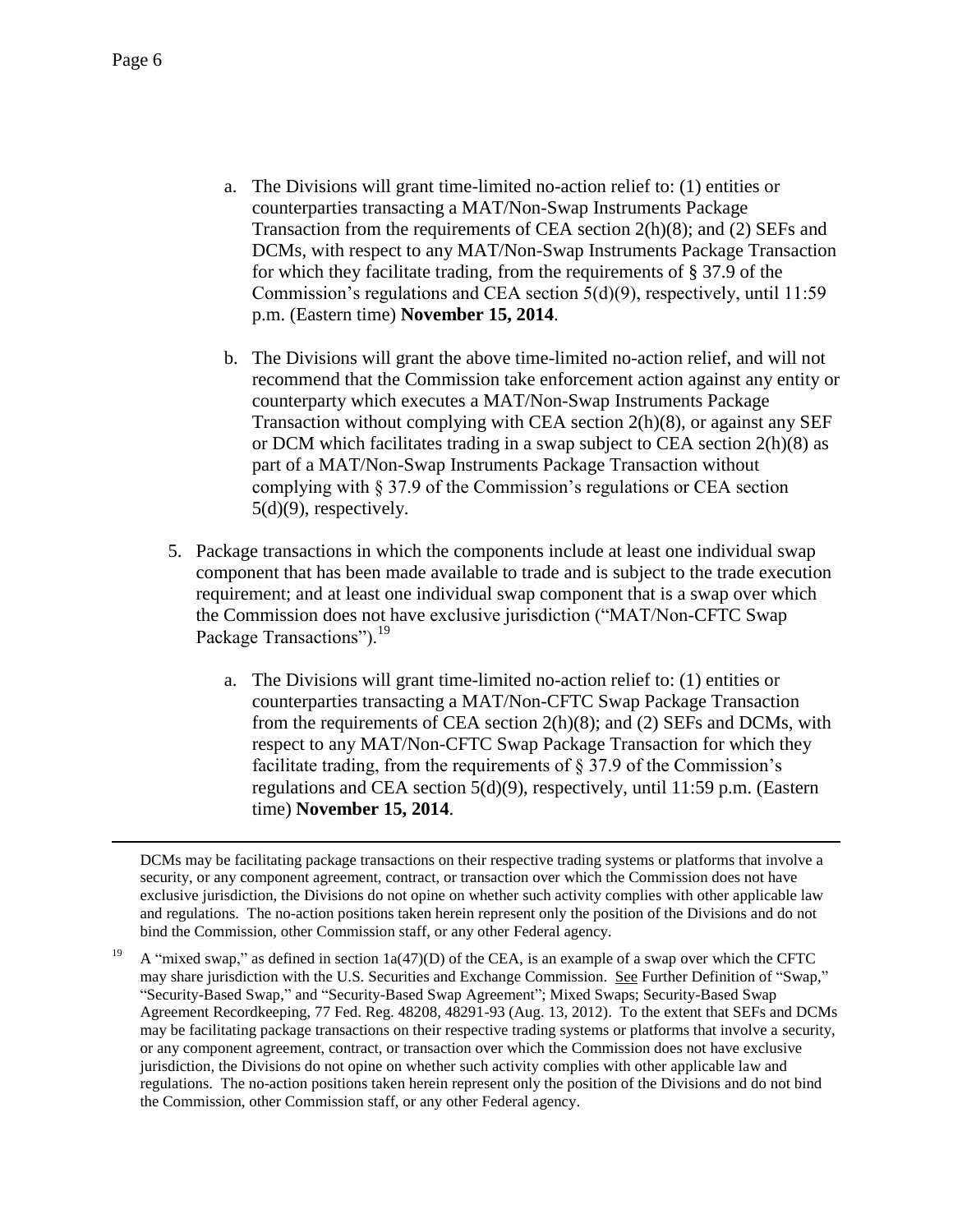a. The Divisions will grant time-limited no-action relief to: (1) entities or counterparties transacting a MAT/Non-Swap Instruments Package Transaction from the requirements of CEA section 2(h)(8); and (2) SEFs and DCMs, with respect to any MAT/Non-Swap Instruments Package Transaction for which they facilitate trading, from the requirements of § 37.9 of the Commission's regulations and CEA section 5(d)(9), respectively, until 11:59 p.m. (Eastern time) **November 15, 2014**.

   b. The Divisions will grant the above time-limited no-action relief, and will not recommend that the Commission take enforcement action against any entity or counterparty which executes a MAT/Non-Swap Instruments Package Transaction without complying with CEA section 2(h)(8), or against any SEF or DCM which facilitates trading in a swap subject to CEA section 2(h)(8) as part of a MAT/Non-Swap Instruments Package Transaction without complying with § 37.9 of the Commission's regulations or CEA section 5(d)(9), respectively.

5. Package transactions in which the components include at least one individual swap component that has been made available to trade and is subject to the trade execution requirement; and at least one individual swap component that is a swap over which the Commission does not have exclusive jurisdiction ("MAT/Non-CFTC Swap Package Transactions").[19]

   a. The Divisions will grant time-limited no-action relief to: (1) entities or counterparties transacting a MAT/Non-CFTC Swap Package Transaction from the requirements of CEA section 2(h)(8); and (2) SEFs and DCMs, with respect to any MAT/Non-CFTC Swap Package Transaction for which they facilitate trading, from the requirements of § 37.9 of the Commission's regulations and CEA section 5(d)(9), respectively, until 11:59 p.m. (Eastern time) **November 15, 2014**.

---

DCMs may be facilitating package transactions on their respective trading systems or platforms that involve a security, or any component agreement, contract, or transaction over which the Commission does not have exclusive jurisdiction, the Divisions do not opine on whether such activity complies with other applicable law and regulations. The no-action positions taken herein represent only the position of the Divisions and do not bind the Commission, other Commission staff, or any other Federal agency.

[19] A "mixed swap," as defined in section 1a(47)(D) of the CEA, is an example of a swap over which the CFTC may share jurisdiction with the U.S. Securities and Exchange Commission. See Further Definition of "Swap," "Security-Based Swap," and "Security-Based Swap Agreement"; Mixed Swaps; Security-Based Swap Agreement Recordkeeping, 77 Fed. Reg. 48208, 48291-93 (Aug. 13, 2012). To the extent that SEFs and DCMs may be facilitating package transactions on their respective trading systems or platforms that involve a security, or any component agreement, contract, or transaction over which the Commission does not have exclusive jurisdiction, the Divisions do not opine on whether such activity complies with other applicable law and regulations. The no-action positions taken herein represent only the position of the Divisions and do not bind the Commission, other Commission staff, or any other Federal agency.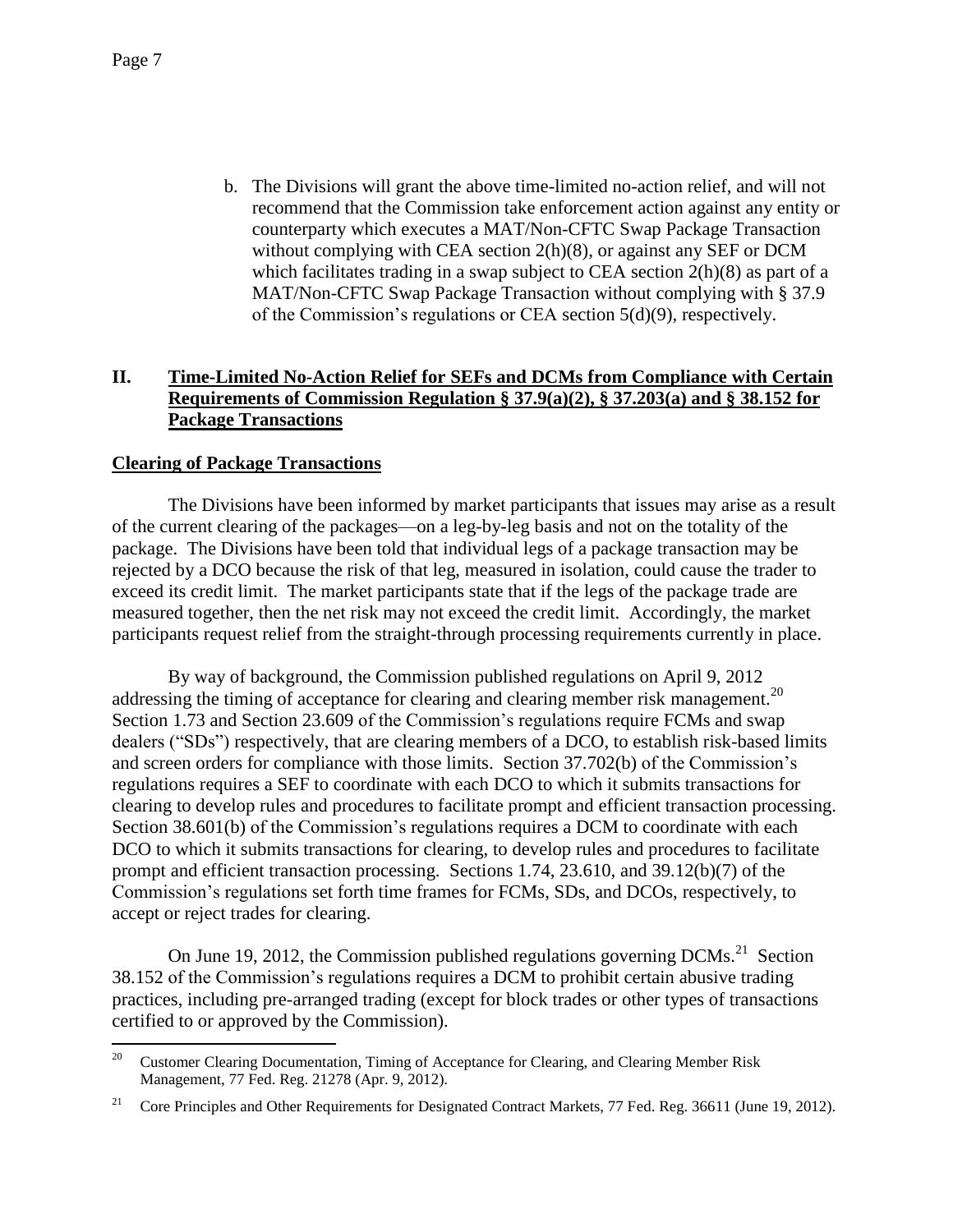b. The Divisions will grant the above time-limited no-action relief, and will not recommend that the Commission take enforcement action against any entity or counterparty which executes a MAT/Non-CFTC Swap Package Transaction without complying with CEA section 2(h)(8), or against any SEF or DCM which facilitates trading in a swap subject to CEA section 2(h)(8) as part of a MAT/Non-CFTC Swap Package Transaction without complying with § 37.9 of the Commission's regulations or CEA section 5(d)(9), respectively.

## II. Time-Limited No-Action Relief for SEFs and DCMs from Compliance with Certain Requirements of Commission Regulation § 37.9(a)(2), § 37.203(a) and § 38.152 for Package Transactions

### Clearing of Package Transactions

The Divisions have been informed by market participants that issues may arise as a result of the current clearing of the packages—on a leg-by-leg basis and not on the totality of the package. The Divisions have been told that individual legs of a package transaction may be rejected by a DCO because the risk of that leg, measured in isolation, could cause the trader to exceed its credit limit. The market participants state that if the legs of the package trade are measured together, then the net risk may not exceed the credit limit. Accordingly, the market participants request relief from the straight-through processing requirements currently in place.

By way of background, the Commission published regulations on April 9, 2012 addressing the timing of acceptance for clearing and clearing member risk management.[20] Section 1.73 and Section 23.609 of the Commission's regulations require FCMs and swap dealers ("SDs") respectively, that are clearing members of a DCO, to establish risk-based limits and screen orders for compliance with those limits. Section 37.702(b) of the Commission's regulations requires a SEF to coordinate with each DCO to which it submits transactions for clearing to develop rules and procedures to facilitate prompt and efficient transaction processing. Section 38.601(b) of the Commission's regulations requires a DCM to coordinate with each DCO to which it submits transactions for clearing, to develop rules and procedures to facilitate prompt and efficient transaction processing. Sections 1.74, 23.610, and 39.12(b)(7) of the Commission's regulations set forth time frames for FCMs, SDs, and DCOs, respectively, to accept or reject trades for clearing.

On June 19, 2012, the Commission published regulations governing DCMs.[21] Section 38.152 of the Commission's regulations requires a DCM to prohibit certain abusive trading practices, including pre-arranged trading (except for block trades or other types of transactions certified to or approved by the Commission).

[20] Customer Clearing Documentation, Timing of Acceptance for Clearing, and Clearing Member Risk Management, 77 Fed. Reg. 21278 (Apr. 9, 2012).

[21] Core Principles and Other Requirements for Designated Contract Markets, 77 Fed. Reg. 36611 (June 19, 2012).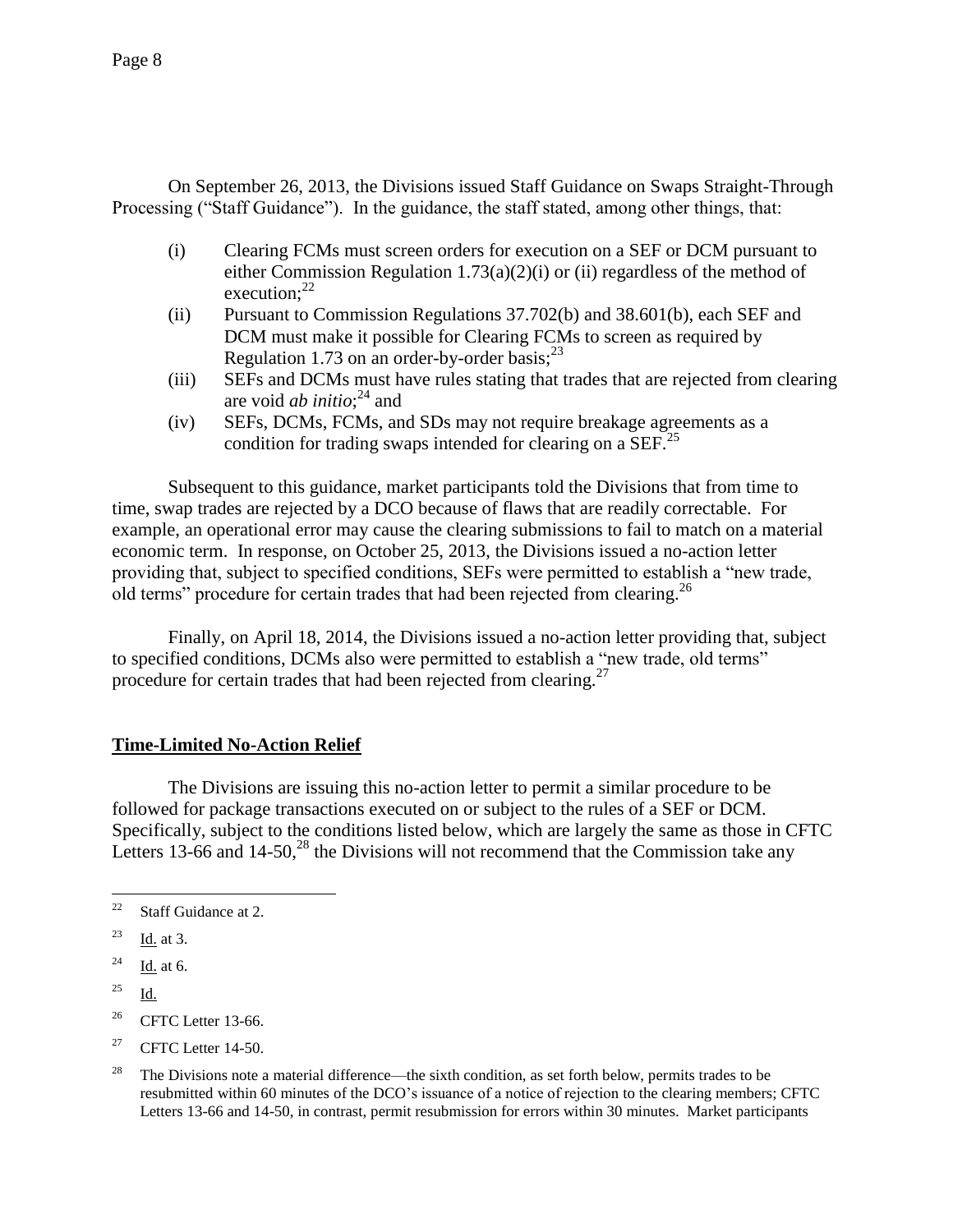On September 26, 2013, the Divisions issued Staff Guidance on Swaps Straight-Through Processing ("Staff Guidance"). In the guidance, the staff stated, among other things, that:

(i) Clearing FCMs must screen orders for execution on a SEF or DCM pursuant to either Commission Regulation 1.73(a)(2)(i) or (ii) regardless of the method of execution;[22]

(ii) Pursuant to Commission Regulations 37.702(b) and 38.601(b), each SEF and DCM must make it possible for Clearing FCMs to screen as required by Regulation 1.73 on an order-by-order basis;[23]

(iii) SEFs and DCMs must have rules stating that trades that are rejected from clearing are void *ab initio*;[24] and

(iv) SEFs, DCMs, FCMs, and SDs may not require breakage agreements as a condition for trading swaps intended for clearing on a SEF.[25]

Subsequent to this guidance, market participants told the Divisions that from time to time, swap trades are rejected by a DCO because of flaws that are readily correctable. For example, an operational error may cause the clearing submissions to fail to match on a material economic term. In response, on October 25, 2013, the Divisions issued a no-action letter providing that, subject to specified conditions, SEFs were permitted to establish a "new trade, old terms" procedure for certain trades that had been rejected from clearing.[26]

Finally, on April 18, 2014, the Divisions issued a no-action letter providing that, subject to specified conditions, DCMs also were permitted to establish a "new trade, old terms" procedure for certain trades that had been rejected from clearing.[27]

## Time-Limited No-Action Relief

The Divisions are issuing this no-action letter to permit a similar procedure to be followed for package transactions executed on or subject to the rules of a SEF or DCM. Specifically, subject to the conditions listed below, which are largely the same as those in CFTC Letters 13-66 and 14-50,[28] the Divisions will not recommend that the Commission take any

---

[22] Staff Guidance at 2.

[23] Id. at 3.

[24] Id. at 6.

[25] Id.

[26] CFTC Letter 13-66.

[27] CFTC Letter 14-50.

[28] The Divisions note a material difference—the sixth condition, as set forth below, permits trades to be resubmitted within 60 minutes of the DCO's issuance of a notice of rejection to the clearing members; CFTC Letters 13-66 and 14-50, in contrast, permit resubmission for errors within 30 minutes. Market participants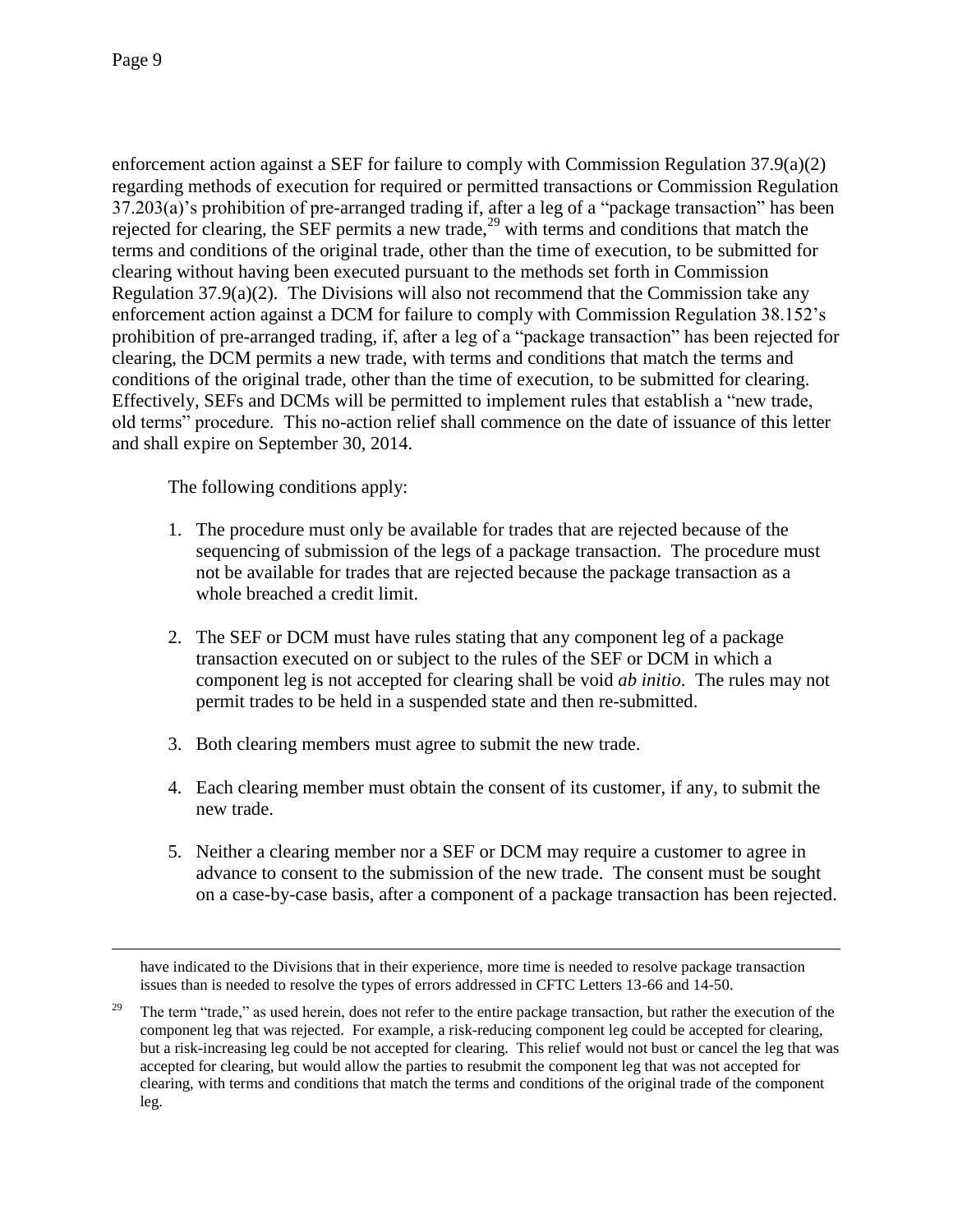enforcement action against a SEF for failure to comply with Commission Regulation 37.9(a)(2) regarding methods of execution for required or permitted transactions or Commission Regulation 37.203(a)'s prohibition of pre-arranged trading if, after a leg of a "package transaction" has been rejected for clearing, the SEF permits a new trade,[29] with terms and conditions that match the terms and conditions of the original trade, other than the time of execution, to be submitted for clearing without having been executed pursuant to the methods set forth in Commission Regulation 37.9(a)(2). The Divisions will also not recommend that the Commission take any enforcement action against a DCM for failure to comply with Commission Regulation 38.152's prohibition of pre-arranged trading, if, after a leg of a "package transaction" has been rejected for clearing, the DCM permits a new trade, with terms and conditions that match the terms and conditions of the original trade, other than the time of execution, to be submitted for clearing. Effectively, SEFs and DCMs will be permitted to implement rules that establish a "new trade, old terms" procedure. This no-action relief shall commence on the date of issuance of this letter and shall expire on September 30, 2014.

The following conditions apply:

1. The procedure must only be available for trades that are rejected because of the sequencing of submission of the legs of a package transaction. The procedure must not be available for trades that are rejected because the package transaction as a whole breached a credit limit.

2. The SEF or DCM must have rules stating that any component leg of a package transaction executed on or subject to the rules of the SEF or DCM in which a component leg is not accepted for clearing shall be void *ab initio*. The rules may not permit trades to be held in a suspended state and then re-submitted.

3. Both clearing members must agree to submit the new trade.

4. Each clearing member must obtain the consent of its customer, if any, to submit the new trade.

5. Neither a clearing member nor a SEF or DCM may require a customer to agree in advance to consent to the submission of the new trade. The consent must be sought on a case-by-case basis, after a component of a package transaction has been rejected.

---

have indicated to the Divisions that in their experience, more time is needed to resolve package transaction issues than is needed to resolve the types of errors addressed in CFTC Letters 13-66 and 14-50.

[29] The term "trade," as used herein, does not refer to the entire package transaction, but rather the execution of the component leg that was rejected. For example, a risk-reducing component leg could be accepted for clearing, but a risk-increasing leg could be not accepted for clearing. This relief would not bust or cancel the leg that was accepted for clearing, but would allow the parties to resubmit the component leg that was not accepted for clearing, with terms and conditions that match the terms and conditions of the original trade of the component leg.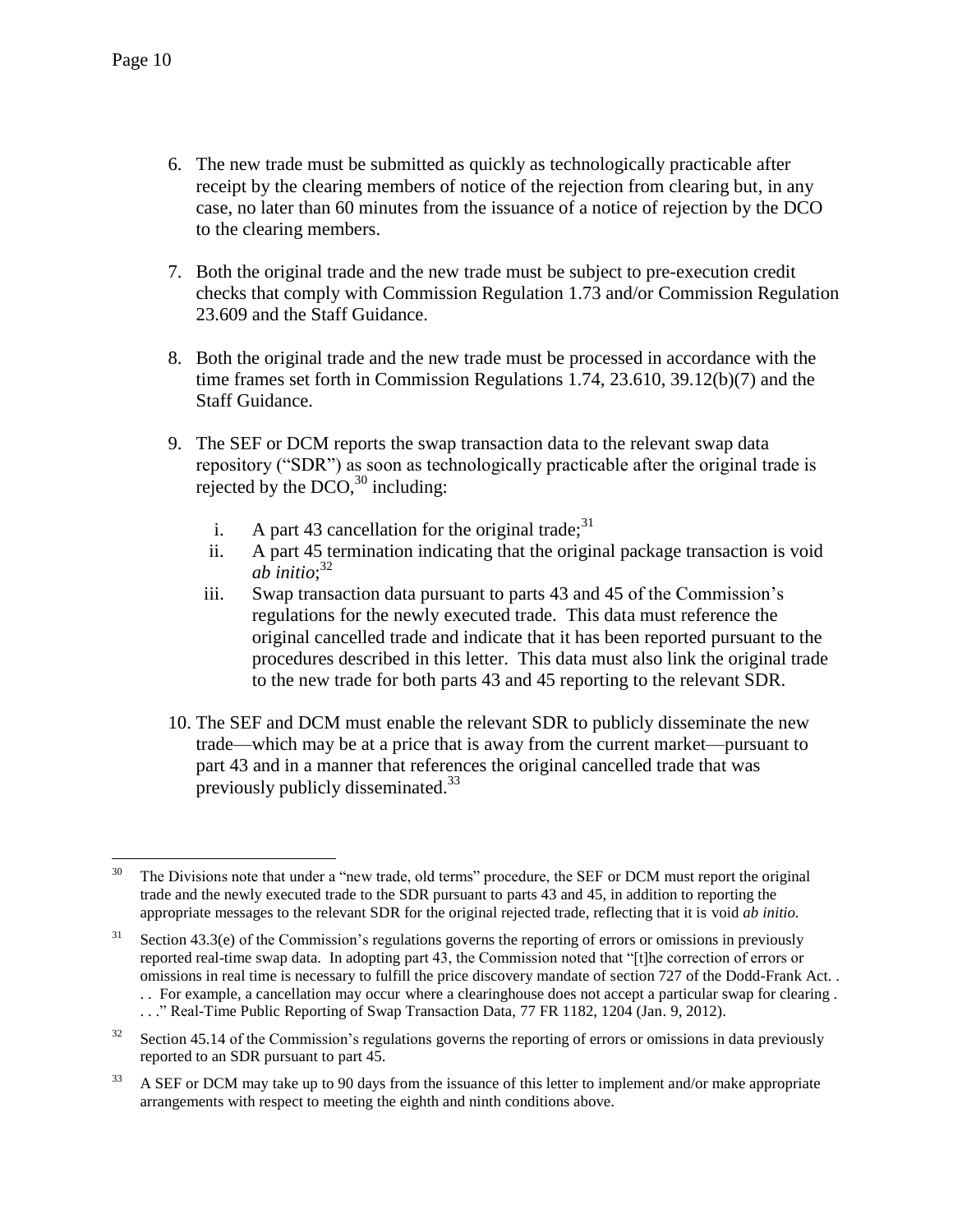6. The new trade must be submitted as quickly as technologically practicable after receipt by the clearing members of notice of the rejection from clearing but, in any case, no later than 60 minutes from the issuance of a notice of rejection by the DCO to the clearing members.

7. Both the original trade and the new trade must be subject to pre-execution credit checks that comply with Commission Regulation 1.73 and/or Commission Regulation 23.609 and the Staff Guidance.

8. Both the original trade and the new trade must be processed in accordance with the time frames set forth in Commission Regulations 1.74, 23.610, 39.12(b)(7) and the Staff Guidance.

9. The SEF or DCM reports the swap transaction data to the relevant swap data repository ("SDR") as soon as technologically practicable after the original trade is rejected by the DCO,[30] including:

   i. A part 43 cancellation for the original trade;[31]

   ii. A part 45 termination indicating that the original package transaction is void *ab initio*;[32]

   iii. Swap transaction data pursuant to parts 43 and 45 of the Commission's regulations for the newly executed trade. This data must reference the original cancelled trade and indicate that it has been reported pursuant to the procedures described in this letter. This data must also link the original trade to the new trade for both parts 43 and 45 reporting to the relevant SDR.

10. The SEF and DCM must enable the relevant SDR to publicly disseminate the new trade—which may be at a price that is away from the current market—pursuant to part 43 and in a manner that references the original cancelled trade that was previously publicly disseminated.[33]

---

[30] The Divisions note that under a "new trade, old terms" procedure, the SEF or DCM must report the original trade and the newly executed trade to the SDR pursuant to parts 43 and 45, in addition to reporting the appropriate messages to the relevant SDR for the original rejected trade, reflecting that it is void *ab initio.*

[31] Section 43.3(e) of the Commission's regulations governs the reporting of errors or omissions in previously reported real-time swap data. In adopting part 43, the Commission noted that "[t]he correction of errors or omissions in real time is necessary to fulfill the price discovery mandate of section 727 of the Dodd-Frank Act. . . . For example, a cancellation may occur where a clearinghouse does not accept a particular swap for clearing . . . ." Real-Time Public Reporting of Swap Transaction Data, 77 FR 1182, 1204 (Jan. 9, 2012).

[32] Section 45.14 of the Commission's regulations governs the reporting of errors or omissions in data previously reported to an SDR pursuant to part 45.

[33] A SEF or DCM may take up to 90 days from the issuance of this letter to implement and/or make appropriate arrangements with respect to meeting the eighth and ninth conditions above.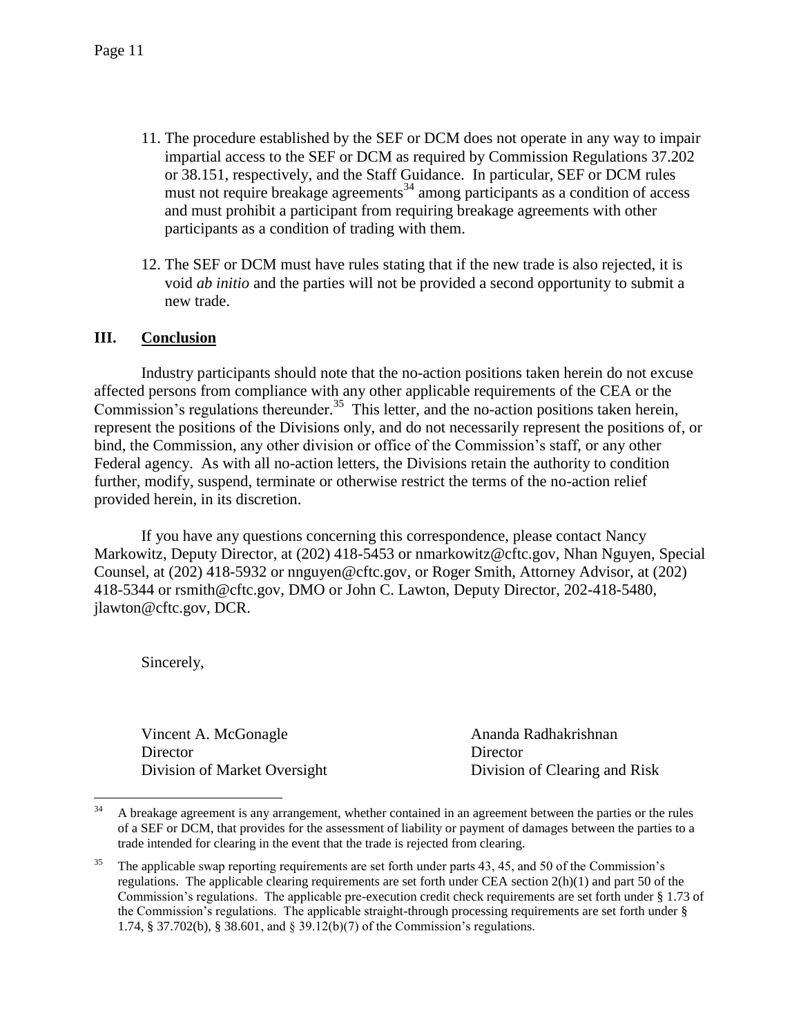11. The procedure established by the SEF or DCM does not operate in any way to impair impartial access to the SEF or DCM as required by Commission Regulations 37.202 or 38.151, respectively, and the Staff Guidance. In particular, SEF or DCM rules must not require breakage agreements[34] among participants as a condition of access and must prohibit a participant from requiring breakage agreements with other participants as a condition of trading with them.

12. The SEF or DCM must have rules stating that if the new trade is also rejected, it is void *ab initio* and the parties will not be provided a second opportunity to submit a new trade.

## III. <u>Conclusion</u>

Industry participants should note that the no-action positions taken herein do not excuse affected persons from compliance with any other applicable requirements of the CEA or the Commission's regulations thereunder.[35] This letter, and the no-action positions taken herein, represent the positions of the Divisions only, and do not necessarily represent the positions of, or bind, the Commission, any other division or office of the Commission's staff, or any other Federal agency. As with all no-action letters, the Divisions retain the authority to condition further, modify, suspend, terminate or otherwise restrict the terms of the no-action relief provided herein, in its discretion.

If you have any questions concerning this correspondence, please contact Nancy Markowitz, Deputy Director, at (202) 418-5453 or nmarkowitz@cftc.gov, Nhan Nguyen, Special Counsel, at (202) 418-5932 or nnguyen@cftc.gov, or Roger Smith, Attorney Advisor, at (202) 418-5344 or rsmith@cftc.gov, DMO or John C. Lawton, Deputy Director, 202-418-5480, jlawton@cftc.gov, DCR.

Sincerely,

Vincent A. McGonagle
Director
Division of Market Oversight

Ananda Radhakrishnan
Director
Division of Clearing and Risk

---

[34] A breakage agreement is any arrangement, whether contained in an agreement between the parties or the rules of a SEF or DCM, that provides for the assessment of liability or payment of damages between the parties to a trade intended for clearing in the event that the trade is rejected from clearing.

[35] The applicable swap reporting requirements are set forth under parts 43, 45, and 50 of the Commission's regulations. The applicable clearing requirements are set forth under CEA section 2(h)(1) and part 50 of the Commission's regulations. The applicable pre-execution credit check requirements are set forth under § 1.73 of the Commission's regulations. The applicable straight-through processing requirements are set forth under § 1.74, § 37.702(b), § 38.601, and § 39.12(b)(7) of the Commission's regulations.